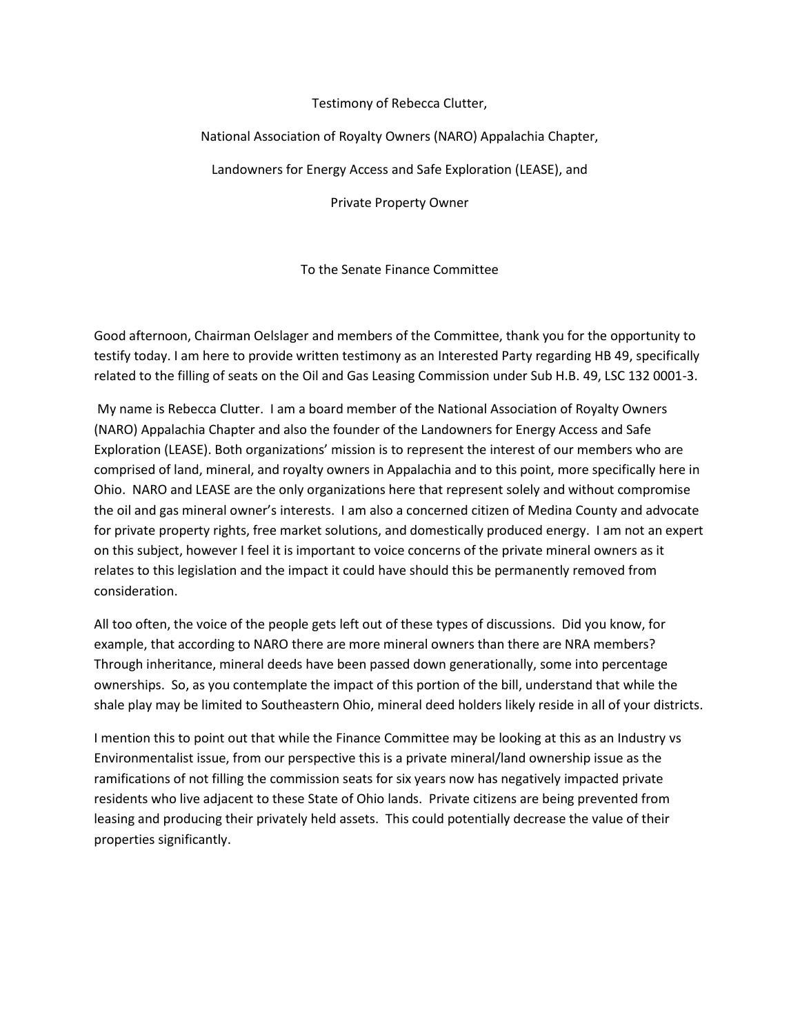Testimony of Rebecca Clutter,

National Association of Royalty Owners (NARO) Appalachia Chapter,

Landowners for Energy Access and Safe Exploration (LEASE), and

Private Property Owner

To the Senate Finance Committee

Good afternoon, Chairman Oelslager and members of the Committee, thank you for the opportunity to testify today. I am here to provide written testimony as an Interested Party regarding HB 49, specifically related to the filling of seats on the Oil and Gas Leasing Commission under Sub H.B. 49, LSC 132 0001-3.

My name is Rebecca Clutter. I am a board member of the National Association of Royalty Owners (NARO) Appalachia Chapter and also the founder of the Landowners for Energy Access and Safe Exploration (LEASE). Both organizations' mission is to represent the interest of our members who are comprised of land, mineral, and royalty owners in Appalachia and to this point, more specifically here in Ohio. NARO and LEASE are the only organizations here that represent solely and without compromise the oil and gas mineral owner's interests. I am also a concerned citizen of Medina County and advocate for private property rights, free market solutions, and domestically produced energy. I am not an expert on this subject, however I feel it is important to voice concerns of the private mineral owners as it relates to this legislation and the impact it could have should this be permanently removed from consideration.

All too often, the voice of the people gets left out of these types of discussions. Did you know, for example, that according to NARO there are more mineral owners than there are NRA members? Through inheritance, mineral deeds have been passed down generationally, some into percentage ownerships. So, as you contemplate the impact of this portion of the bill, understand that while the shale play may be limited to Southeastern Ohio, mineral deed holders likely reside in all of your districts.

I mention this to point out that while the Finance Committee may be looking at this as an Industry vs Environmentalist issue, from our perspective this is a private mineral/land ownership issue as the ramifications of not filling the commission seats for six years now has negatively impacted private residents who live adjacent to these State of Ohio lands. Private citizens are being prevented from leasing and producing their privately held assets. This could potentially decrease the value of their properties significantly.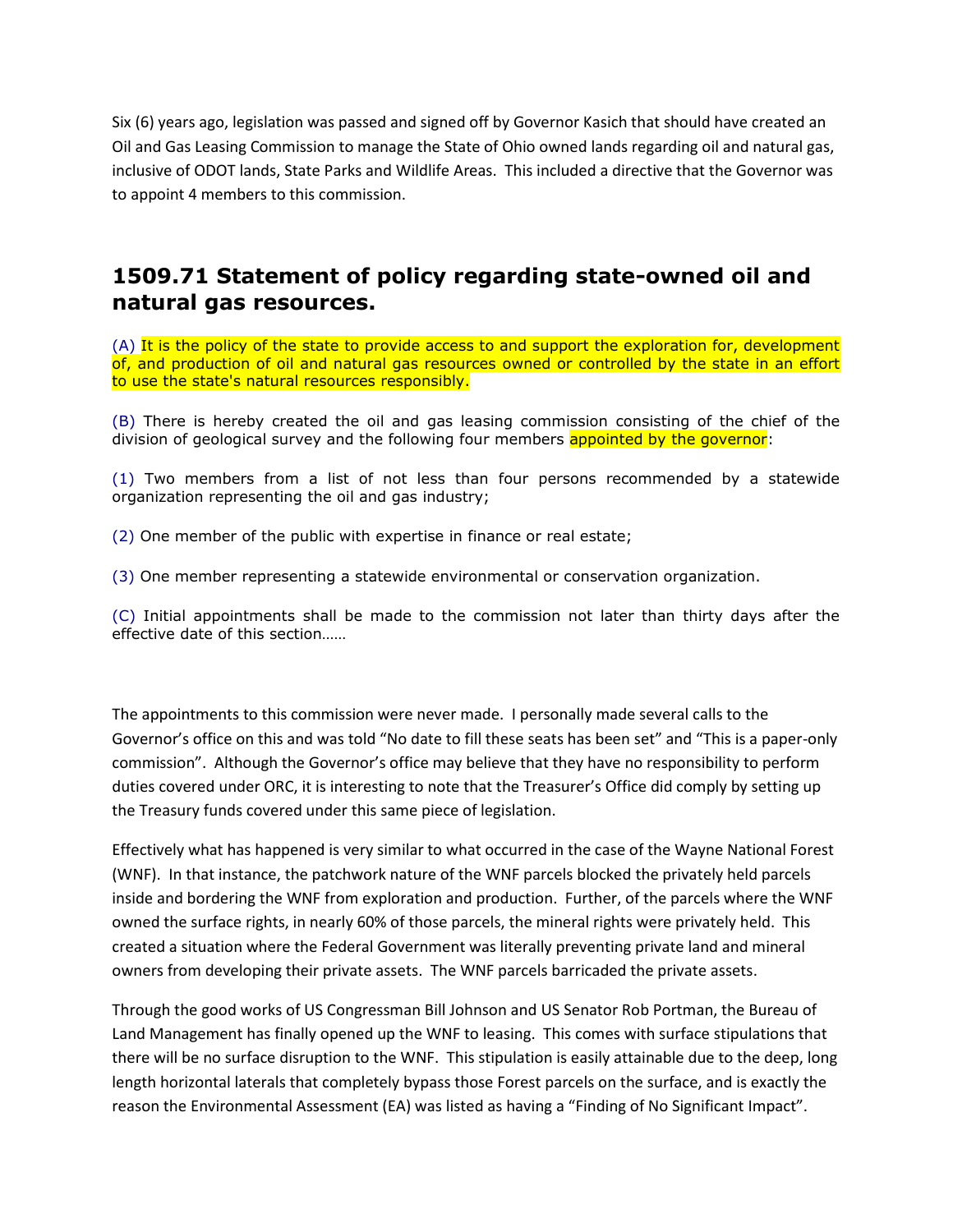Six (6) years ago, legislation was passed and signed off by Governor Kasich that should have created an Oil and Gas Leasing Commission to manage the State of Ohio owned lands regarding oil and natural gas, inclusive of ODOT lands, State Parks and Wildlife Areas. This included a directive that the Governor was to appoint 4 members to this commission.

## 1509.71 Statement of policy regarding state-owned oil and natural gas resources.

(A) It is the policy of the state to provide access to and support the exploration for, development of, and production of oil and natural gas resources owned or controlled by the state in an effort to use the state's natural resources responsibly.

(B) There is hereby created the oil and gas leasing commission consisting of the chief of the division of geological survey and the following four members appointed by the governor:

(1) Two members from a list of not less than four persons recommended by a statewide organization representing the oil and gas industry;

(2) One member of the public with expertise in finance or real estate;

(3) One member representing a statewide environmental or conservation organization.

(C) Initial appointments shall be made to the commission not later than thirty days after the effective date of this section……

The appointments to this commission were never made. I personally made several calls to the Governor's office on this and was told "No date to fill these seats has been set" and "This is a paper-only commission". Although the Governor's office may believe that they have no responsibility to perform duties covered under ORC, it is interesting to note that the Treasurer's Office did comply by setting up the Treasury funds covered under this same piece of legislation.

Effectively what has happened is very similar to what occurred in the case of the Wayne National Forest (WNF). In that instance, the patchwork nature of the WNF parcels blocked the privately held parcels inside and bordering the WNF from exploration and production. Further, of the parcels where the WNF owned the surface rights, in nearly 60% of those parcels, the mineral rights were privately held. This created a situation where the Federal Government was literally preventing private land and mineral owners from developing their private assets. The WNF parcels barricaded the private assets.

Through the good works of US Congressman Bill Johnson and US Senator Rob Portman, the Bureau of Land Management has finally opened up the WNF to leasing. This comes with surface stipulations that there will be no surface disruption to the WNF. This stipulation is easily attainable due to the deep, long length horizontal laterals that completely bypass those Forest parcels on the surface, and is exactly the reason the Environmental Assessment (EA) was listed as having a "Finding of No Significant Impact".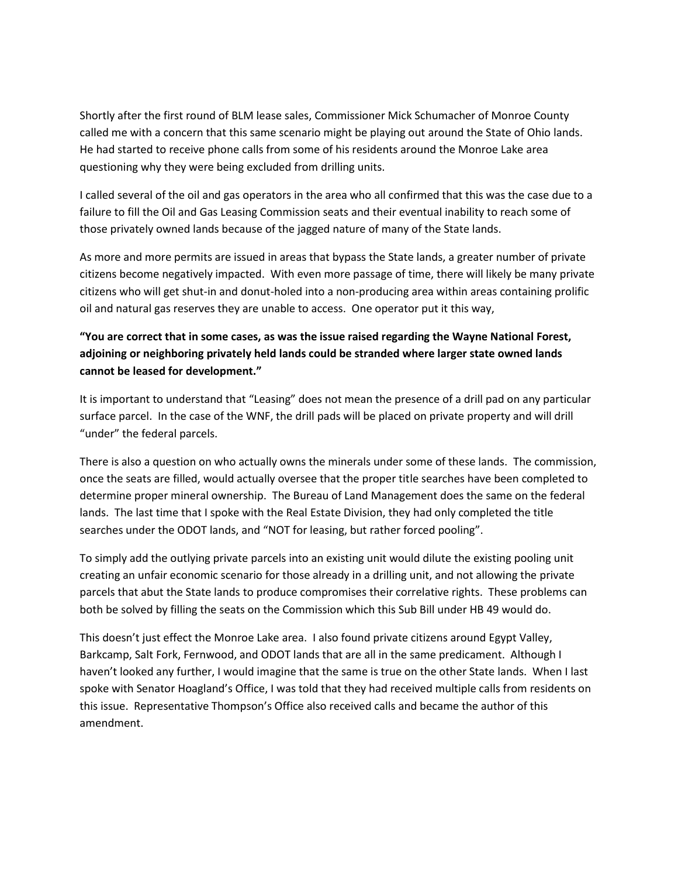Shortly after the first round of BLM lease sales, Commissioner Mick Schumacher of Monroe County called me with a concern that this same scenario might be playing out around the State of Ohio lands. He had started to receive phone calls from some of his residents around the Monroe Lake area questioning why they were being excluded from drilling units.

I called several of the oil and gas operators in the area who all confirmed that this was the case due to a failure to fill the Oil and Gas Leasing Commission seats and their eventual inability to reach some of those privately owned lands because of the jagged nature of many of the State lands.

As more and more permits are issued in areas that bypass the State lands, a greater number of private citizens become negatively impacted. With even more passage of time, there will likely be many private citizens who will get shut-in and donut-holed into a non-producing area within areas containing prolific oil and natural gas reserves they are unable to access. One operator put it this way,

**"You are correct that in some cases, as was the issue raised regarding the Wayne National Forest, adjoining or neighboring privately held lands could be stranded where larger state owned lands cannot be leased for development."**

It is important to understand that "Leasing" does not mean the presence of a drill pad on any particular surface parcel. In the case of the WNF, the drill pads will be placed on private property and will drill "under" the federal parcels.

There is also a question on who actually owns the minerals under some of these lands. The commission, once the seats are filled, would actually oversee that the proper title searches have been completed to determine proper mineral ownership. The Bureau of Land Management does the same on the federal lands. The last time that I spoke with the Real Estate Division, they had only completed the title searches under the ODOT lands, and "NOT for leasing, but rather forced pooling".

To simply add the outlying private parcels into an existing unit would dilute the existing pooling unit creating an unfair economic scenario for those already in a drilling unit, and not allowing the private parcels that abut the State lands to produce compromises their correlative rights. These problems can both be solved by filling the seats on the Commission which this Sub Bill under HB 49 would do.

This doesn't just effect the Monroe Lake area. I also found private citizens around Egypt Valley, Barkcamp, Salt Fork, Fernwood, and ODOT lands that are all in the same predicament. Although I haven't looked any further, I would imagine that the same is true on the other State lands. When I last spoke with Senator Hoagland's Office, I was told that they had received multiple calls from residents on this issue. Representative Thompson's Office also received calls and became the author of this amendment.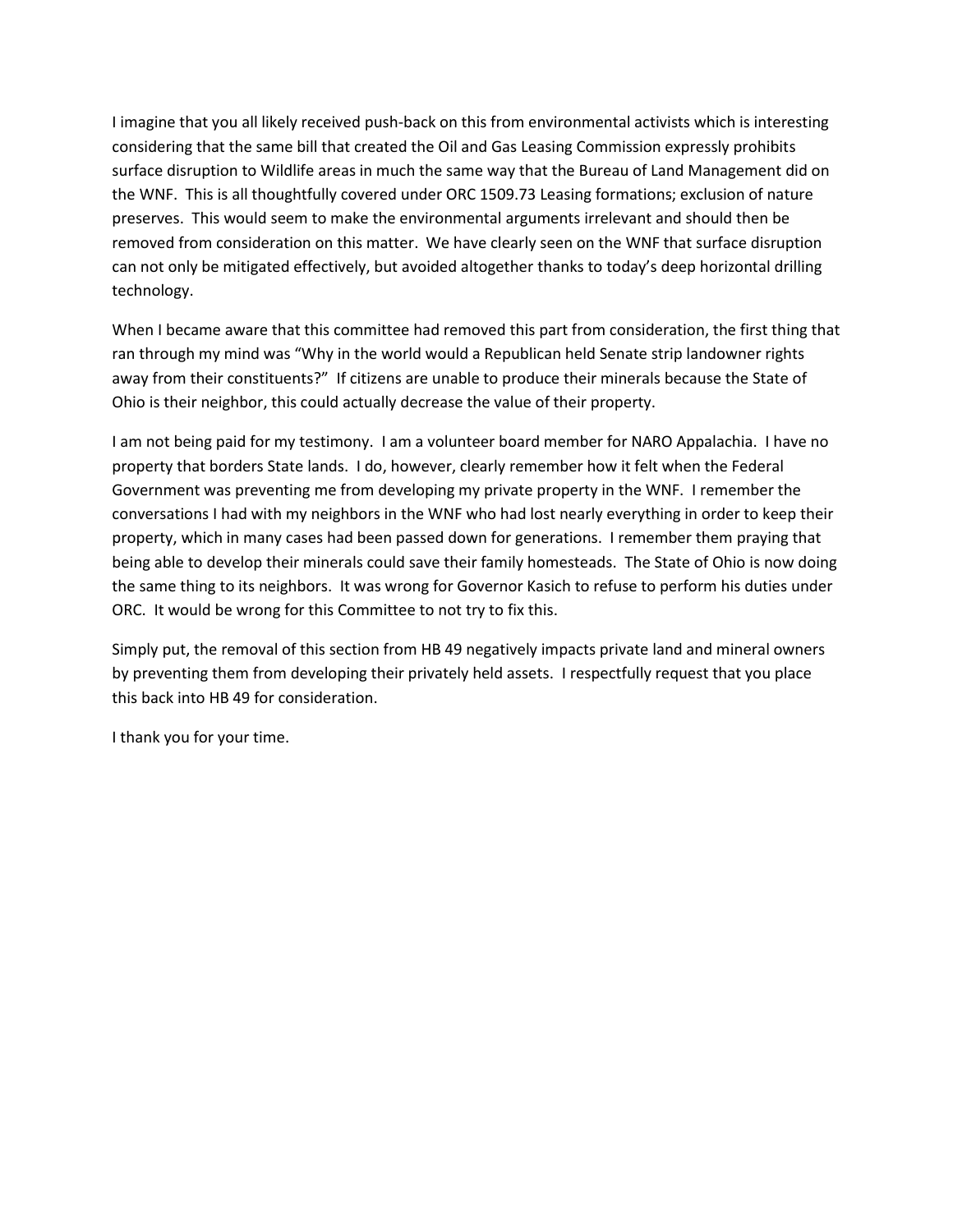I imagine that you all likely received push-back on this from environmental activists which is interesting considering that the same bill that created the Oil and Gas Leasing Commission expressly prohibits surface disruption to Wildlife areas in much the same way that the Bureau of Land Management did on the WNF. This is all thoughtfully covered under ORC 1509.73 Leasing formations; exclusion of nature preserves. This would seem to make the environmental arguments irrelevant and should then be removed from consideration on this matter. We have clearly seen on the WNF that surface disruption can not only be mitigated effectively, but avoided altogether thanks to today's deep horizontal drilling technology.

When I became aware that this committee had removed this part from consideration, the first thing that ran through my mind was "Why in the world would a Republican held Senate strip landowner rights away from their constituents?" If citizens are unable to produce their minerals because the State of Ohio is their neighbor, this could actually decrease the value of their property.

I am not being paid for my testimony. I am a volunteer board member for NARO Appalachia. I have no property that borders State lands. I do, however, clearly remember how it felt when the Federal Government was preventing me from developing my private property in the WNF. I remember the conversations I had with my neighbors in the WNF who had lost nearly everything in order to keep their property, which in many cases had been passed down for generations. I remember them praying that being able to develop their minerals could save their family homesteads. The State of Ohio is now doing the same thing to its neighbors. It was wrong for Governor Kasich to refuse to perform his duties under ORC. It would be wrong for this Committee to not try to fix this.

Simply put, the removal of this section from HB 49 negatively impacts private land and mineral owners by preventing them from developing their privately held assets. I respectfully request that you place this back into HB 49 for consideration.

I thank you for your time.